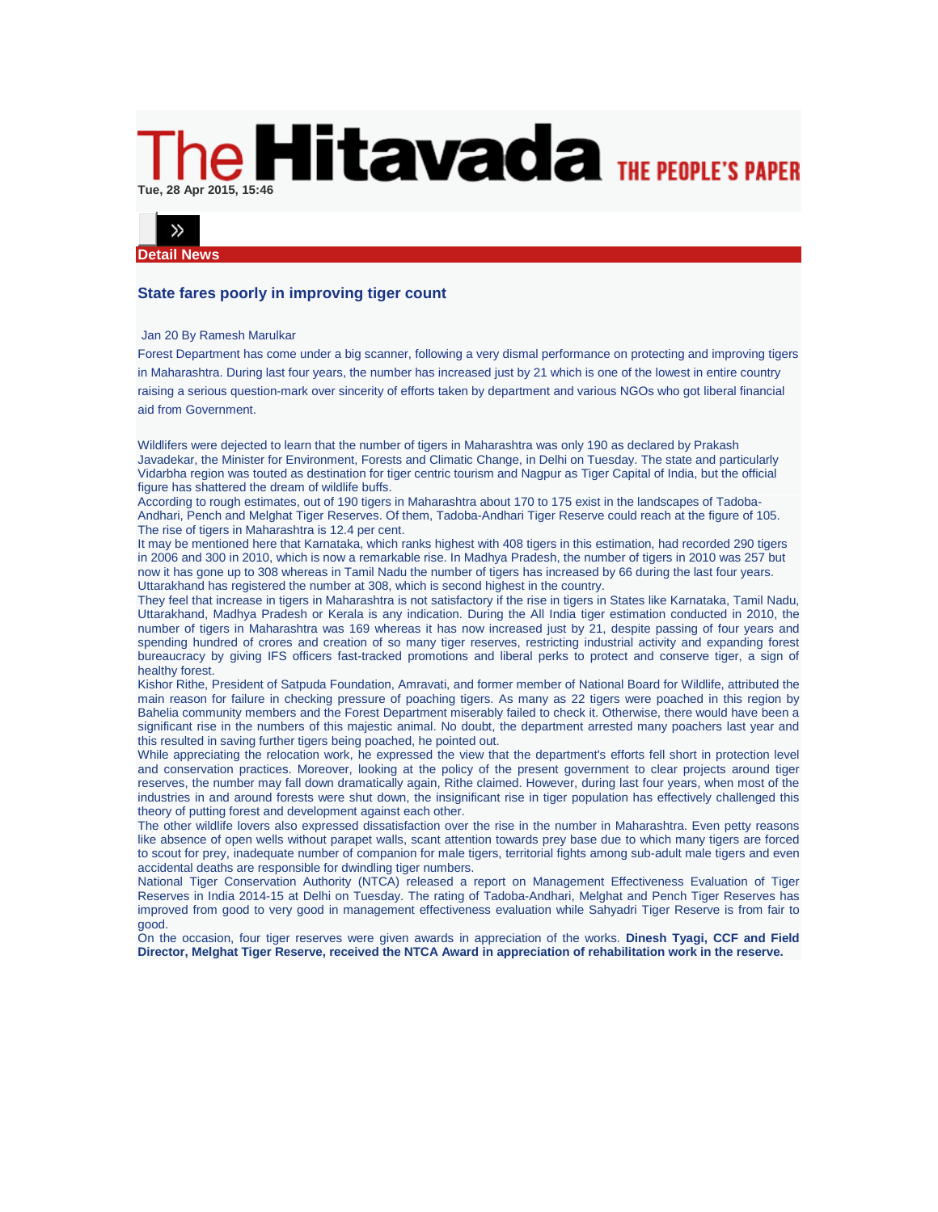# The Hitavada THE PEOPLE'S PAPER

Tue, 28 Apr 2015, 15:46

**Detail News**

## State fares poorly in improving tiger count

Jan 20 By Ramesh Marulkar

Forest Department has come under a big scanner, following a very dismal performance on protecting and improving tigers in Maharashtra. During last four years, the number has increased just by 21 which is one of the lowest in entire country raising a serious question-mark over sincerity of efforts taken by department and various NGOs who got liberal financial aid from Government.

Wildlifers were dejected to learn that the number of tigers in Maharashtra was only 190 as declared by Prakash Javadekar, the Minister for Environment, Forests and Climatic Change, in Delhi on Tuesday. The state and particularly Vidarbha region was touted as destination for tiger centric tourism and Nagpur as Tiger Capital of India, but the official figure has shattered the dream of wildlife buffs.

According to rough estimates, out of 190 tigers in Maharashtra about 170 to 175 exist in the landscapes of Tadoba-Andhari, Pench and Melghat Tiger Reserves. Of them, Tadoba-Andhari Tiger Reserve could reach at the figure of 105. The rise of tigers in Maharashtra is 12.4 per cent.

It may be mentioned here that Karnataka, which ranks highest with 408 tigers in this estimation, had recorded 290 tigers in 2006 and 300 in 2010, which is now a remarkable rise. In Madhya Pradesh, the number of tigers in 2010 was 257 but now it has gone up to 308 whereas in Tamil Nadu the number of tigers has increased by 66 during the last four years. Uttarakhand has registered the number at 308, which is second highest in the country.

They feel that increase in tigers in Maharashtra is not satisfactory if the rise in tigers in States like Karnataka, Tamil Nadu, Uttarakhand, Madhya Pradesh or Kerala is any indication. During the All India tiger estimation conducted in 2010, the number of tigers in Maharashtra was 169 whereas it has now increased just by 21, despite passing of four years and spending hundred of crores and creation of so many tiger reserves, restricting industrial activity and expanding forest bureaucracy by giving IFS officers fast-tracked promotions and liberal perks to protect and conserve tiger, a sign of healthy forest.

Kishor Rithe, President of Satpuda Foundation, Amravati, and former member of National Board for Wildlife, attributed the main reason for failure in checking pressure of poaching tigers. As many as 22 tigers were poached in this region by Bahelia community members and the Forest Department miserably failed to check it. Otherwise, there would have been a significant rise in the numbers of this majestic animal. No doubt, the department arrested many poachers last year and this resulted in saving further tigers being poached, he pointed out.

While appreciating the relocation work, he expressed the view that the department's efforts fell short in protection level and conservation practices. Moreover, looking at the policy of the present government to clear projects around tiger reserves, the number may fall down dramatically again, Rithe claimed. However, during last four years, when most of the industries in and around forests were shut down, the insignificant rise in tiger population has effectively challenged this theory of putting forest and development against each other.

The other wildlife lovers also expressed dissatisfaction over the rise in the number in Maharashtra. Even petty reasons like absence of open wells without parapet walls, scant attention towards prey base due to which many tigers are forced to scout for prey, inadequate number of companion for male tigers, territorial fights among sub-adult male tigers and even accidental deaths are responsible for dwindling tiger numbers.

National Tiger Conservation Authority (NTCA) released a report on Management Effectiveness Evaluation of Tiger Reserves in India 2014-15 at Delhi on Tuesday. The rating of Tadoba-Andhari, Melghat and Pench Tiger Reserves has improved from good to very good in management effectiveness evaluation while Sahyadri Tiger Reserve is from fair to good.

On the occasion, four tiger reserves were given awards in appreciation of the works. **Dinesh Tyagi, CCF and Field Director, Melghat Tiger Reserve, received the NTCA Award in appreciation of rehabilitation work in the reserve.**